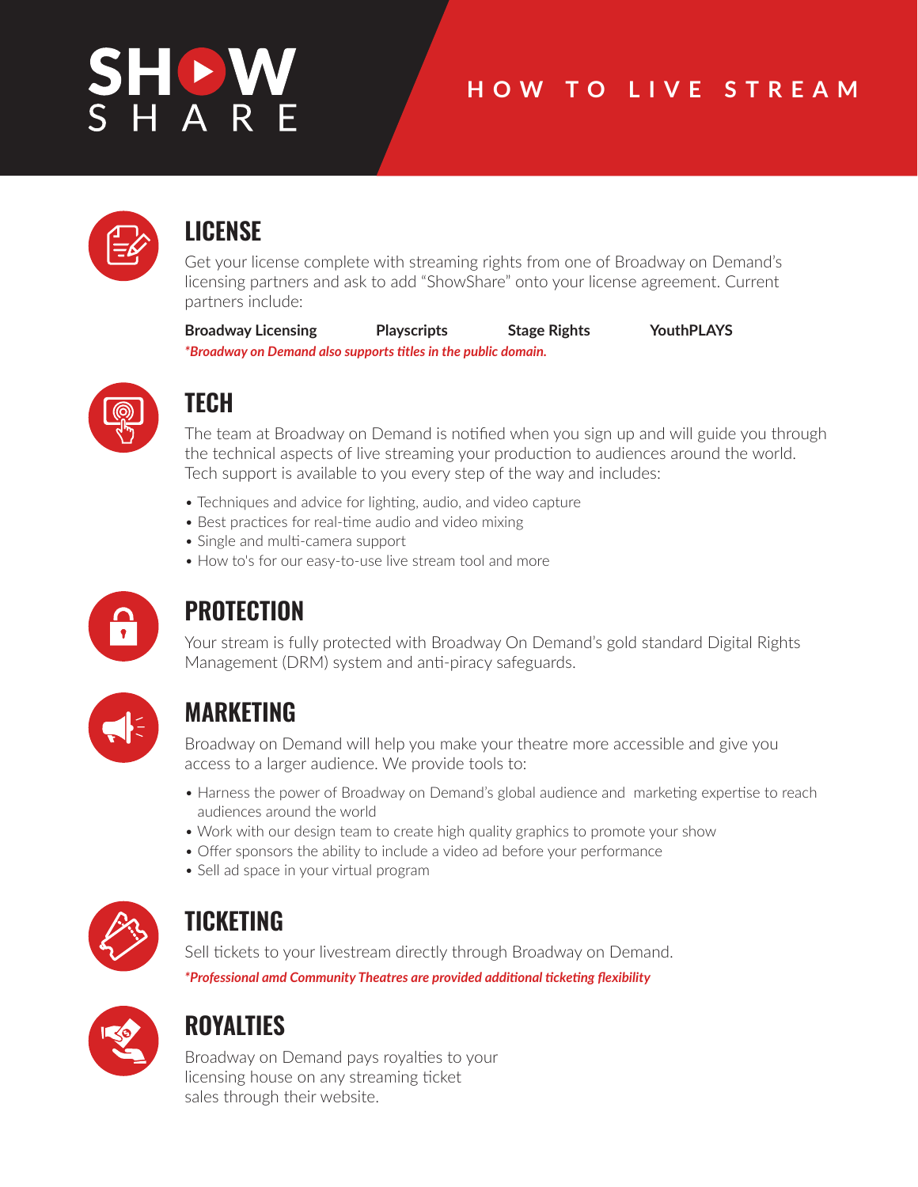# SHOW SHARE

## HOW TO LIVE STREAM

### LICENSE

Get your license complete with streaming rights from one of Broadway on Demand's licensing partners and ask to add "ShowShare" onto your license agreement. Current partners include:

**Broadway Licensing** **Playscripts** **Stage Rights** **YouthPLAYS**

*\*Broadway on Demand also supports titles in the public domain.*

### TECH

The team at Broadway on Demand is notified when you sign up and will guide you through the technical aspects of live streaming your production to audiences around the world. Tech support is available to you every step of the way and includes:

- Techniques and advice for lighting, audio, and video capture
- Best practices for real-time audio and video mixing
- Single and multi-camera support
- How to's for our easy-to-use live stream tool and more

### PROTECTION

Your stream is fully protected with Broadway On Demand's gold standard Digital Rights Management (DRM) system and anti-piracy safeguards.

### MARKETING

Broadway on Demand will help you make your theatre more accessible and give you access to a larger audience. We provide tools to:

- Harness the power of Broadway on Demand's global audience and marketing expertise to reach audiences around the world
- Work with our design team to create high quality graphics to promote your show
- Offer sponsors the ability to include a video ad before your performance
- Sell ad space in your virtual program

### TICKETING

Sell tickets to your livestream directly through Broadway on Demand.

*\*Professional amd Community Theatres are provided additional ticketing flexibility*

### ROYALTIES

Broadway on Demand pays royalties to your licensing house on any streaming ticket sales through their website.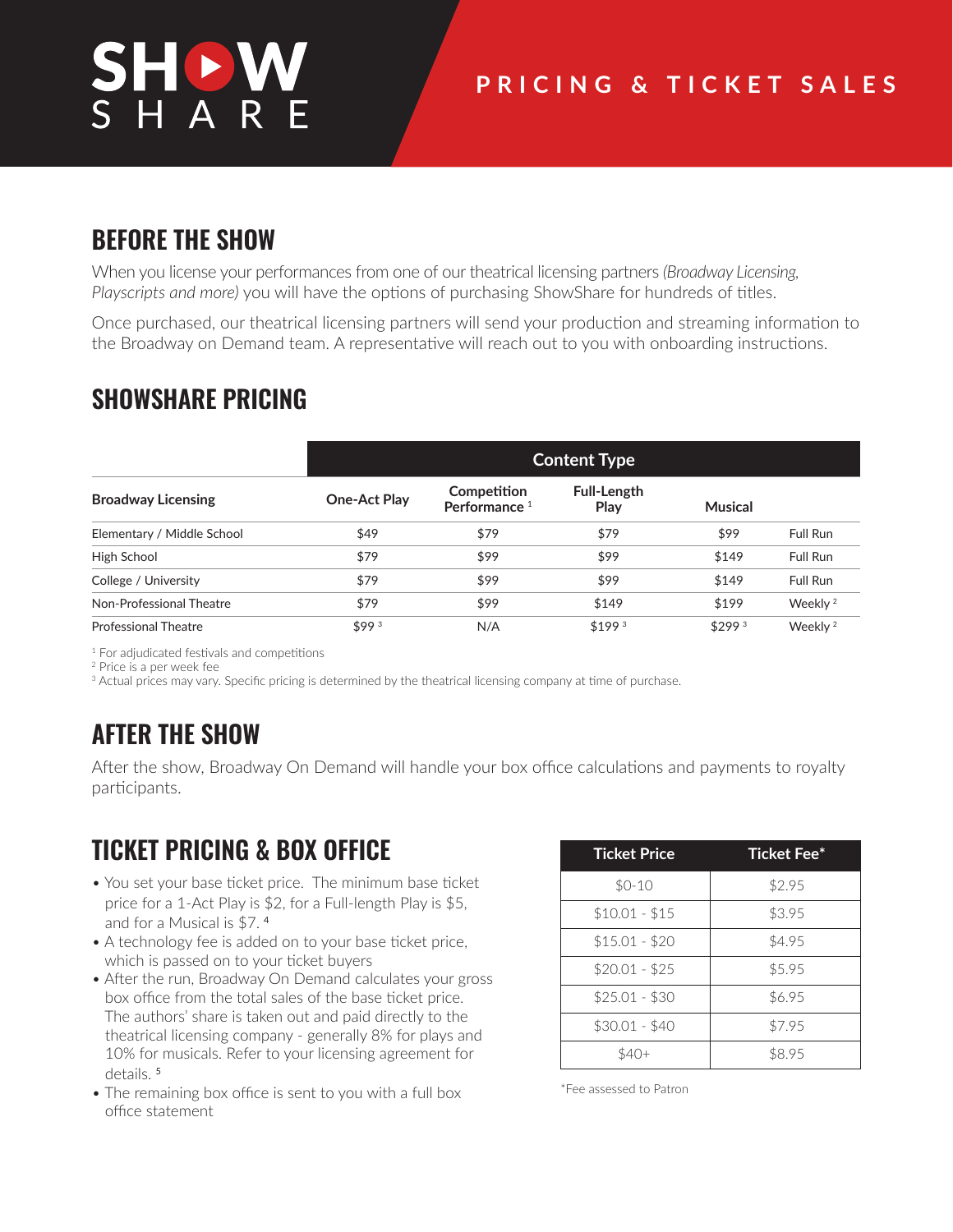# SHOWSHARE

## PRICING & TICKET SALES

## BEFORE THE SHOW

When you license your performances from one of our theatrical licensing partners *(Broadway Licensing, Playscripts and more)* you will have the options of purchasing ShowShare for hundreds of titles.

Once purchased, our theatrical licensing partners will send your production and streaming information to the Broadway on Demand team. A representative will reach out to you with onboarding instructions.

## SHOWSHARE PRICING

| | Content Type | | | | |
|---|---|---|---|---|---|
| **Broadway Licensing** | **One-Act Play** | **Competition Performance** [1] | **Full-Length Play** | **Musical** | |
| Elementary / Middle School | $49 | $79 | $79 | $99 | Full Run |
| High School | $79 | $99 | $99 | $149 | Full Run |
| College / University | $79 | $99 | $99 | $149 | Full Run |
| Non-Professional Theatre | $79 | $99 | $149 | $199 | Weekly [2] |
| Professional Theatre | $99 [3] | N/A | $199 [3] | $299 [3] | Weekly [2] |

[1] For adjudicated festivals and competitions
[2] Price is a per week fee
[3] Actual prices may vary. Specific pricing is determined by the theatrical licensing company at time of purchase.

## AFTER THE SHOW

After the show, Broadway On Demand will handle your box office calculations and payments to royalty participants.

## TICKET PRICING & BOX OFFICE

- You set your base ticket price. The minimum base ticket price for a 1-Act Play is $2, for a Full-length Play is $5, and for a Musical is $7. [4]
- A technology fee is added on to your base ticket price, which is passed on to your ticket buyers
- After the run, Broadway On Demand calculates your gross box office from the total sales of the base ticket price. The authors' share is taken out and paid directly to the theatrical licensing company - generally 8% for plays and 10% for musicals. Refer to your licensing agreement for details. [5]
- The remaining box office is sent to you with a full box office statement

| Ticket Price | Ticket Fee* |
|---|---|
| $0-10 | $2.95 |
| $10.01 - $15 | $3.95 |
| $15.01 - $20 | $4.95 |
| $20.01 - $25 | $5.95 |
| $25.01 - $30 | $6.95 |
| $30.01 - $40 | $7.95 |
| $40+ | $8.95 |

*Fee assessed to Patron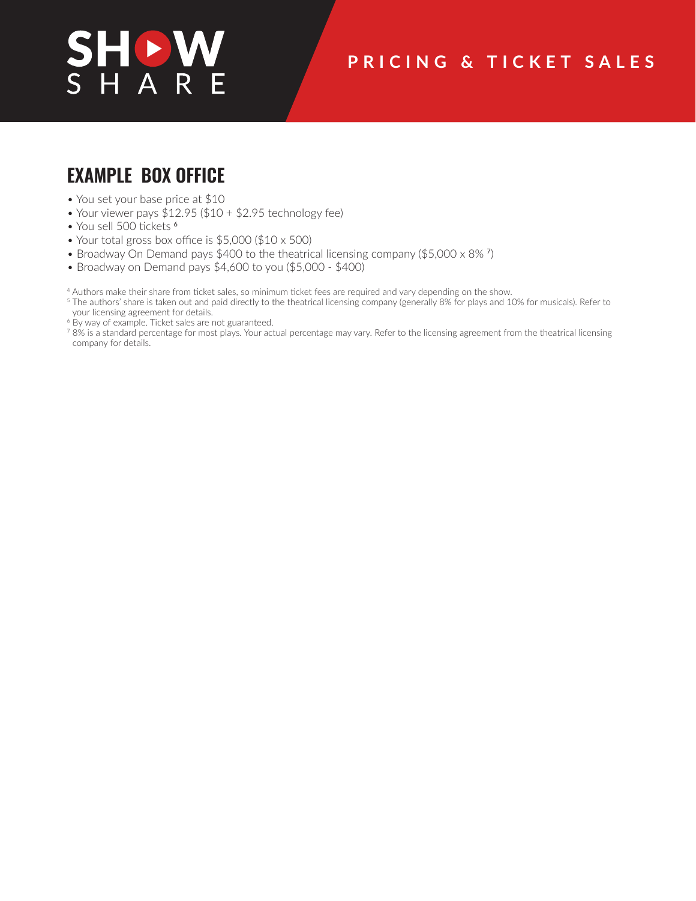# SHOW SHARE

## PRICING & TICKET SALES

## EXAMPLE BOX OFFICE

- You set your base price at $10
- Your viewer pays $12.95 ($10 + $2.95 technology fee)
- You sell 500 tickets [6]
- Your total gross box office is $5,000 ($10 x 500)
- Broadway On Demand pays $400 to the theatrical licensing company ($5,000 x 8% [7])
- Broadway on Demand pays $4,600 to you ($5,000 - $400)

[4] Authors make their share from ticket sales, so minimum ticket fees are required and vary depending on the show.
[5] The authors' share is taken out and paid directly to the theatrical licensing company (generally 8% for plays and 10% for musicals). Refer to your licensing agreement for details.
[6] By way of example. Ticket sales are not guaranteed.
[7] 8% is a standard percentage for most plays. Your actual percentage may vary. Refer to the licensing agreement from the theatrical licensing company for details.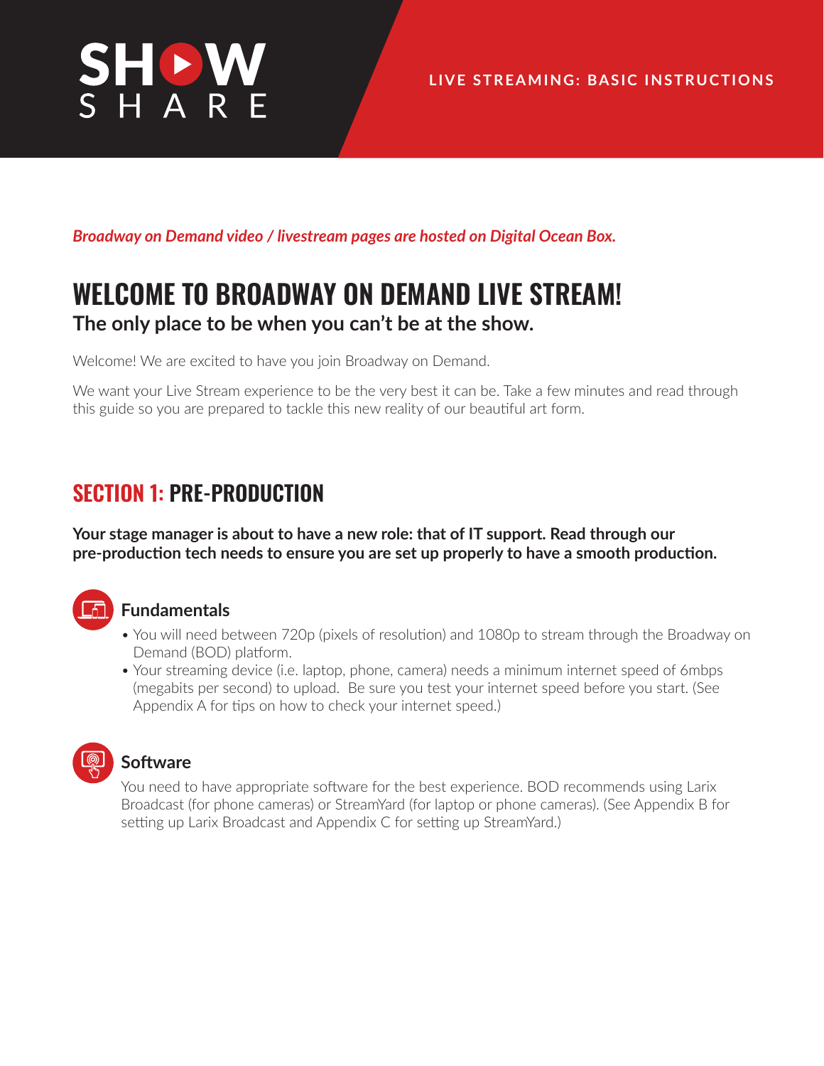SHOW SHARE

**LIVE STREAMING: BASIC INSTRUCTIONS**

*Broadway on Demand video / livestream pages are hosted on Digital Ocean Box.*

# WELCOME TO BROADWAY ON DEMAND LIVE STREAM!

**The only place to be when you can't be at the show.**

Welcome! We are excited to have you join Broadway on Demand.

We want your Live Stream experience to be the very best it can be. Take a few minutes and read through this guide so you are prepared to tackle this new reality of our beautiful art form.

## SECTION 1: PRE-PRODUCTION

**Your stage manager is about to have a new role: that of IT support. Read through our pre-production tech needs to ensure you are set up properly to have a smooth production.**

### Fundamentals

- You will need between 720p (pixels of resolution) and 1080p to stream through the Broadway on Demand (BOD) platform.
- Your streaming device (i.e. laptop, phone, camera) needs a minimum internet speed of 6mbps (megabits per second) to upload. Be sure you test your internet speed before you start. (See Appendix A for tips on how to check your internet speed.)

### Software

You need to have appropriate software for the best experience. BOD recommends using Larix Broadcast (for phone cameras) or StreamYard (for laptop or phone cameras). (See Appendix B for setting up Larix Broadcast and Appendix C for setting up StreamYard.)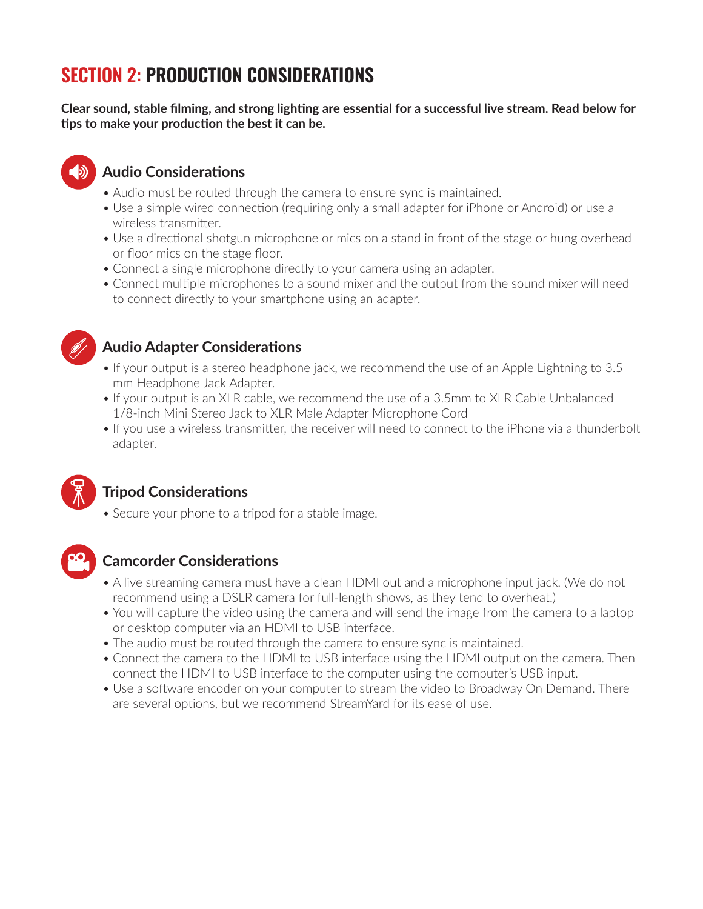# SECTION 2: PRODUCTION CONSIDERATIONS

**Clear sound, stable filming, and strong lighting are essential for a successful live stream. Read below for tips to make your production the best it can be.**

## Audio Considerations

- Audio must be routed through the camera to ensure sync is maintained.
- Use a simple wired connection (requiring only a small adapter for iPhone or Android) or use a wireless transmitter.
- Use a directional shotgun microphone or mics on a stand in front of the stage or hung overhead or floor mics on the stage floor.
- Connect a single microphone directly to your camera using an adapter.
- Connect multiple microphones to a sound mixer and the output from the sound mixer will need to connect directly to your smartphone using an adapter.

## Audio Adapter Considerations

- If your output is a stereo headphone jack, we recommend the use of an Apple Lightning to 3.5 mm Headphone Jack Adapter.
- If your output is an XLR cable, we recommend the use of a 3.5mm to XLR Cable Unbalanced 1/8-inch Mini Stereo Jack to XLR Male Adapter Microphone Cord
- If you use a wireless transmitter, the receiver will need to connect to the iPhone via a thunderbolt adapter.

## Tripod Considerations

- Secure your phone to a tripod for a stable image.

## Camcorder Considerations

- A live streaming camera must have a clean HDMI out and a microphone input jack. (We do not recommend using a DSLR camera for full-length shows, as they tend to overheat.)
- You will capture the video using the camera and will send the image from the camera to a laptop or desktop computer via an HDMI to USB interface.
- The audio must be routed through the camera to ensure sync is maintained.
- Connect the camera to the HDMI to USB interface using the HDMI output on the camera. Then connect the HDMI to USB interface to the computer using the computer's USB input.
- Use a software encoder on your computer to stream the video to Broadway On Demand. There are several options, but we recommend StreamYard for its ease of use.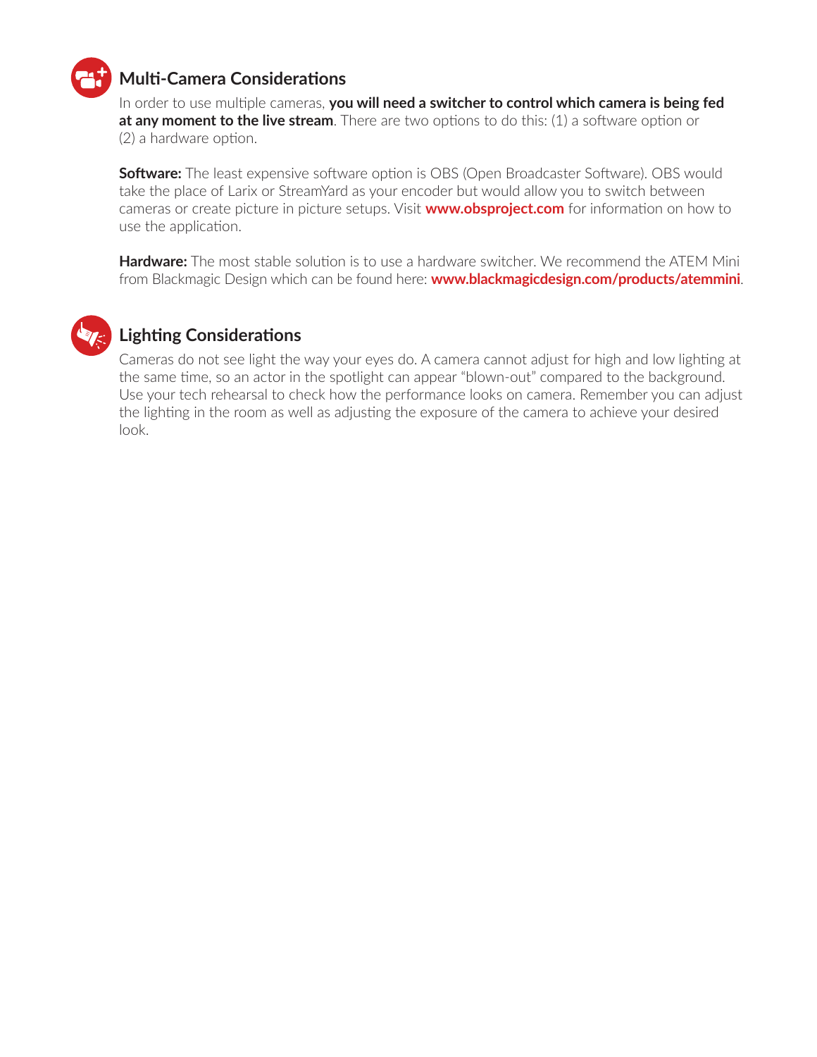## Multi-Camera Considerations

In order to use multiple cameras, **you will need a switcher to control which camera is being fed at any moment to the live stream**. There are two options to do this: (1) a software option or (2) a hardware option.

**Software:** The least expensive software option is OBS (Open Broadcaster Software). OBS would take the place of Larix or StreamYard as your encoder but would allow you to switch between cameras or create picture in picture setups. Visit **www.obsproject.com** for information on how to use the application.

**Hardware:** The most stable solution is to use a hardware switcher. We recommend the ATEM Mini from Blackmagic Design which can be found here: **www.blackmagicdesign.com/products/atemmini**.

## Lighting Considerations

Cameras do not see light the way your eyes do. A camera cannot adjust for high and low lighting at the same time, so an actor in the spotlight can appear "blown-out" compared to the background. Use your tech rehearsal to check how the performance looks on camera. Remember you can adjust the lighting in the room as well as adjusting the exposure of the camera to achieve your desired look.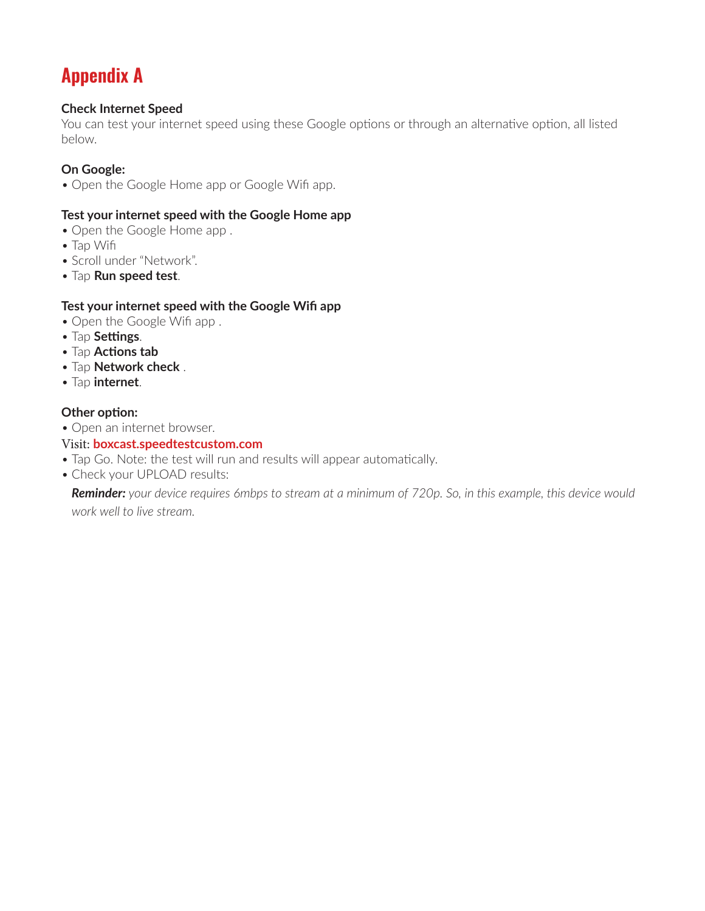# Appendix A

**Check Internet Speed**

You can test your internet speed using these Google options or through an alternative option, all listed below.

**On Google:**

- Open the Google Home app or Google Wifi app.

**Test your internet speed with the Google Home app**

- Open the Google Home app .
- Tap Wifi
- Scroll under "Network".
- Tap **Run speed test**.

**Test your internet speed with the Google Wifi app**

- Open the Google Wifi app .
- Tap **Settings**.
- Tap **Actions tab**
- Tap **Network check** .
- Tap **internet**.

**Other option:**

- Open an internet browser.

Visit: **boxcast.speedtestcustom.com**

- Tap Go. Note: the test will run and results will appear automatically.
- Check your UPLOAD results:

  ***Reminder:*** *your device requires 6mbps to stream at a minimum of 720p. So, in this example, this device would work well to live stream.*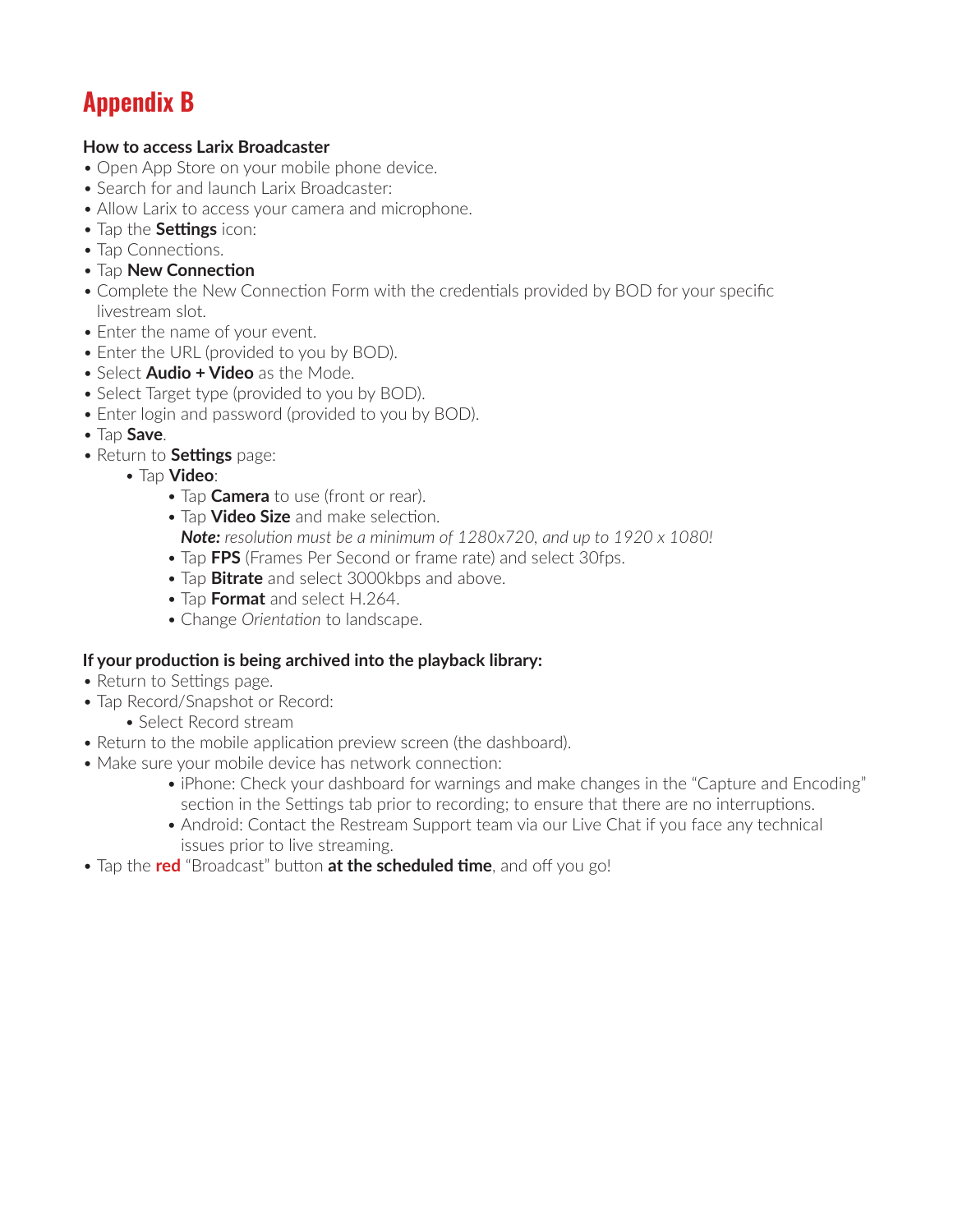# Appendix B

**How to access Larix Broadcaster**

- Open App Store on your mobile phone device.
- Search for and launch Larix Broadcaster:
- Allow Larix to access your camera and microphone.
- Tap the **Settings** icon:
- Tap Connections.
- Tap **New Connection**
- Complete the New Connection Form with the credentials provided by BOD for your specific livestream slot.
- Enter the name of your event.
- Enter the URL (provided to you by BOD).
- Select **Audio + Video** as the Mode.
- Select Target type (provided to you by BOD).
- Enter login and password (provided to you by BOD).
- Tap **Save**.
- Return to **Settings** page:
    - Tap **Video**:
        - Tap **Camera** to use (front or rear).
        - Tap **Video Size** and make selection.
          ***Note:*** *resolution must be a minimum of 1280x720, and up to 1920 x 1080!*
        - Tap **FPS** (Frames Per Second or frame rate) and select 30fps.
        - Tap **Bitrate** and select 3000kbps and above.
        - Tap **Format** and select H.264.
        - Change *Orientation* to landscape.

**If your production is being archived into the playback library:**

- Return to Settings page.
- Tap Record/Snapshot or Record:
    - Select Record stream
- Return to the mobile application preview screen (the dashboard).
- Make sure your mobile device has network connection:
    - iPhone: Check your dashboard for warnings and make changes in the "Capture and Encoding" section in the Settings tab prior to recording; to ensure that there are no interruptions.
    - Android: Contact the Restream Support team via our Live Chat if you face any technical issues prior to live streaming.
- Tap the **red** "Broadcast" button **at the scheduled time**, and off you go!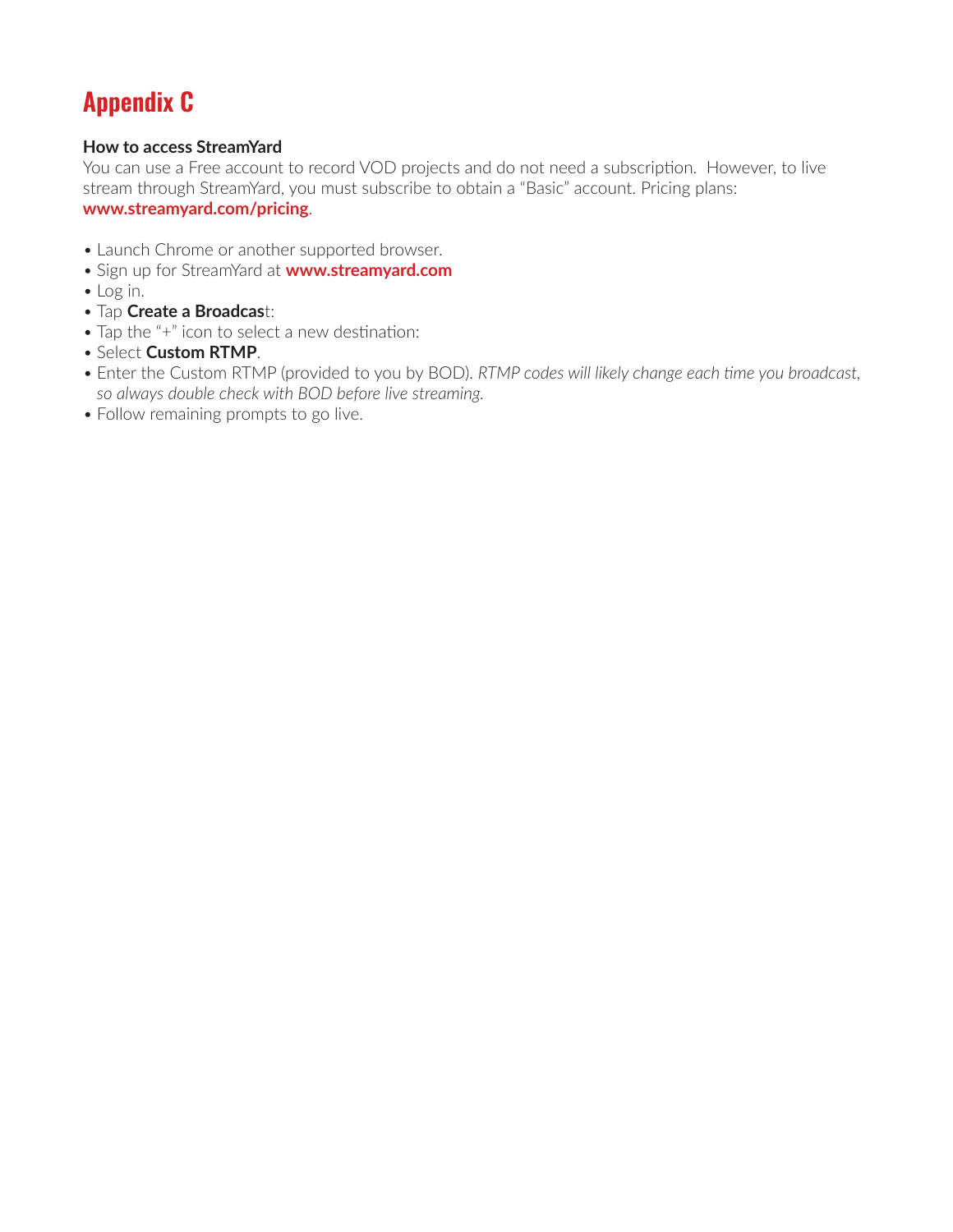# Appendix C

**How to access StreamYard**

You can use a Free account to record VOD projects and do not need a subscription. However, to live stream through StreamYard, you must subscribe to obtain a "Basic" account. Pricing plans: **www.streamyard.com/pricing**.

- Launch Chrome or another supported browser.
- Sign up for StreamYard at **www.streamyard.com**
- Log in.
- Tap **Create a Broadcas**t:
- Tap the "+" icon to select a new destination:
- Select **Custom RTMP**.
- Enter the Custom RTMP (provided to you by BOD). *RTMP codes will likely change each time you broadcast, so always double check with BOD before live streaming.*
- Follow remaining prompts to go live.